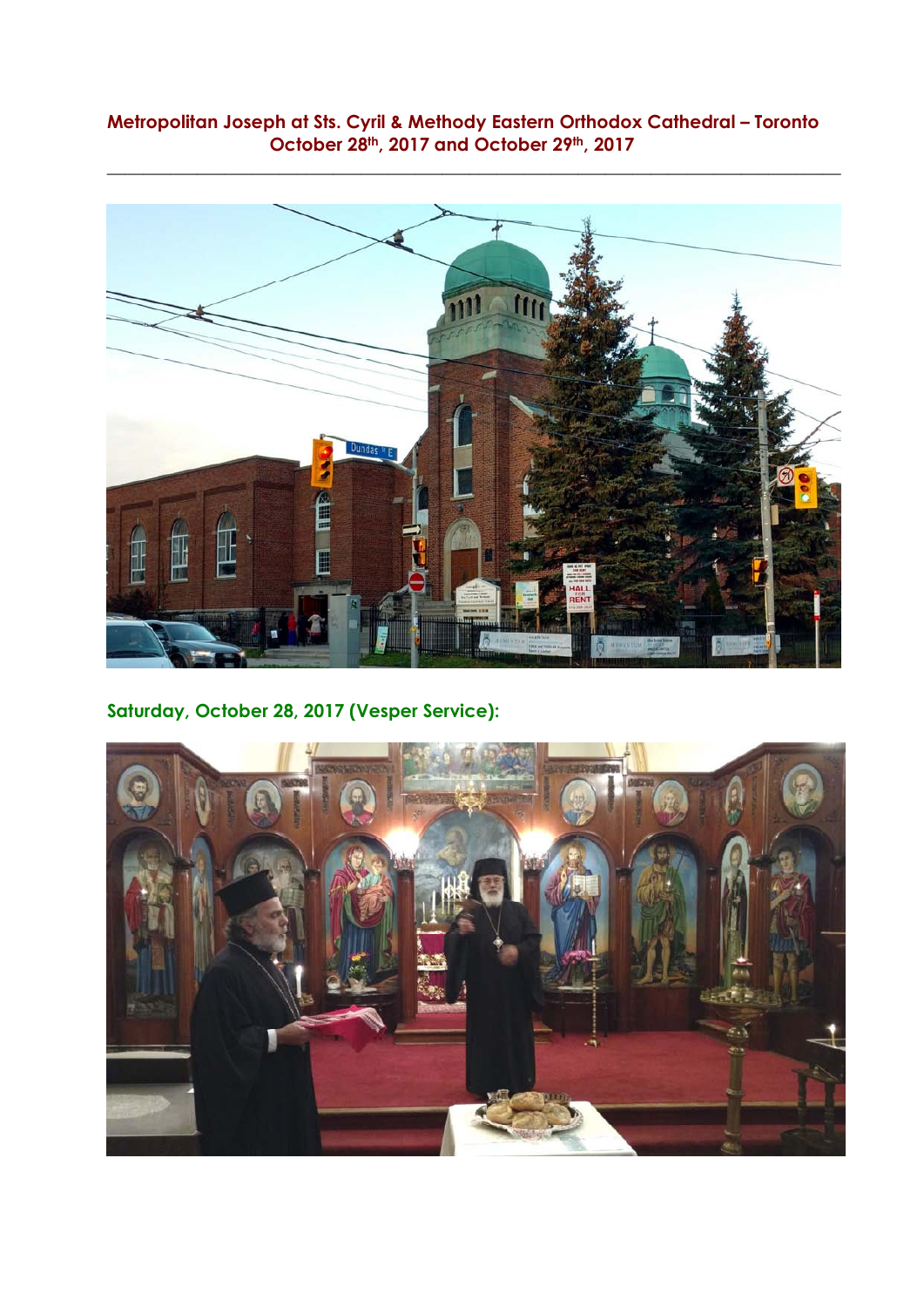**Metropolitan Joseph at Sts. Cyril & Methody Eastern Orthodox Cathedral – Toronto**
**October 28th, 2017 and October 29th, 2017**

---

**Saturday, October 28, 2017 (Vesper Service):**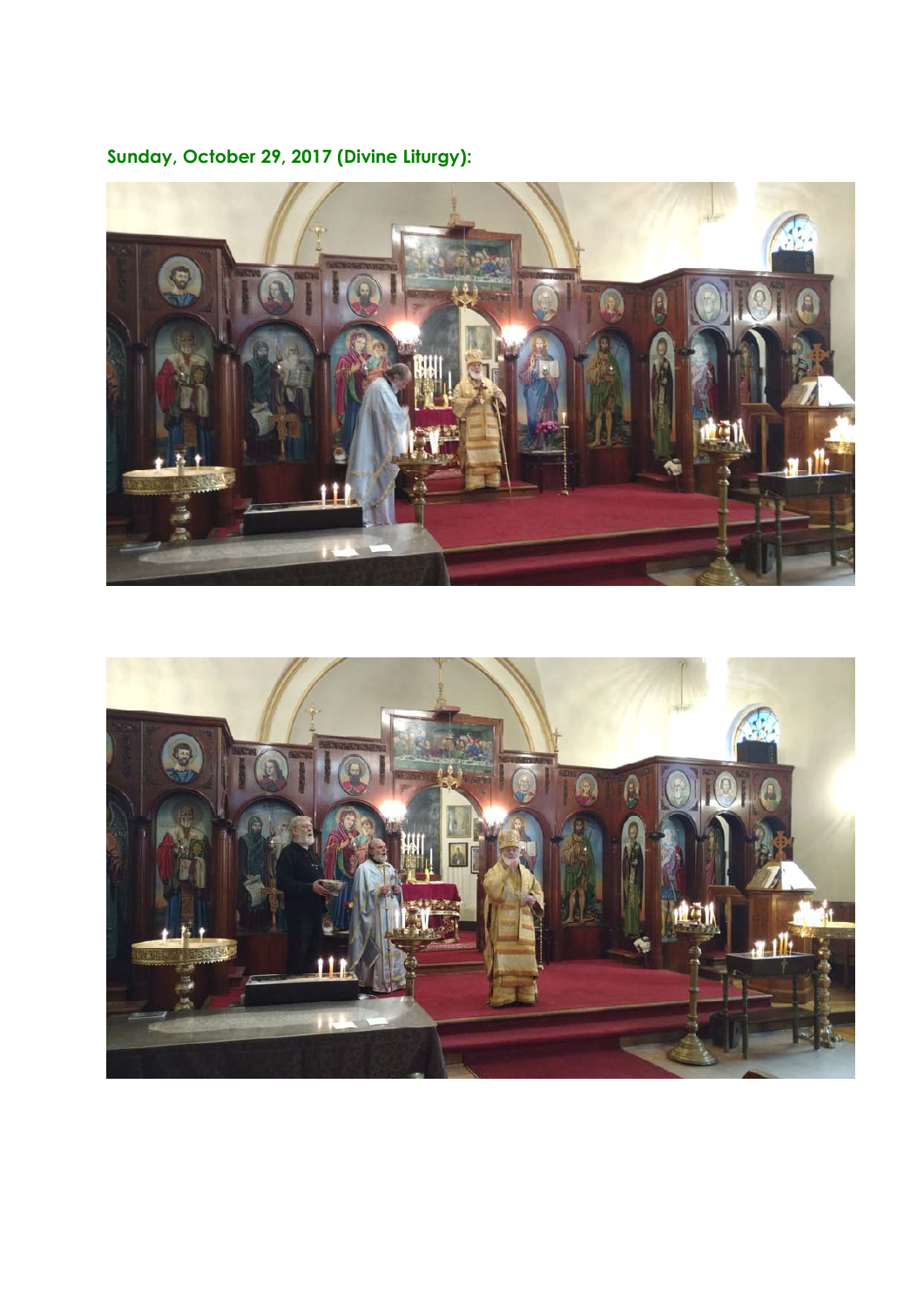**Sunday, October 29, 2017 (Divine Liturgy):**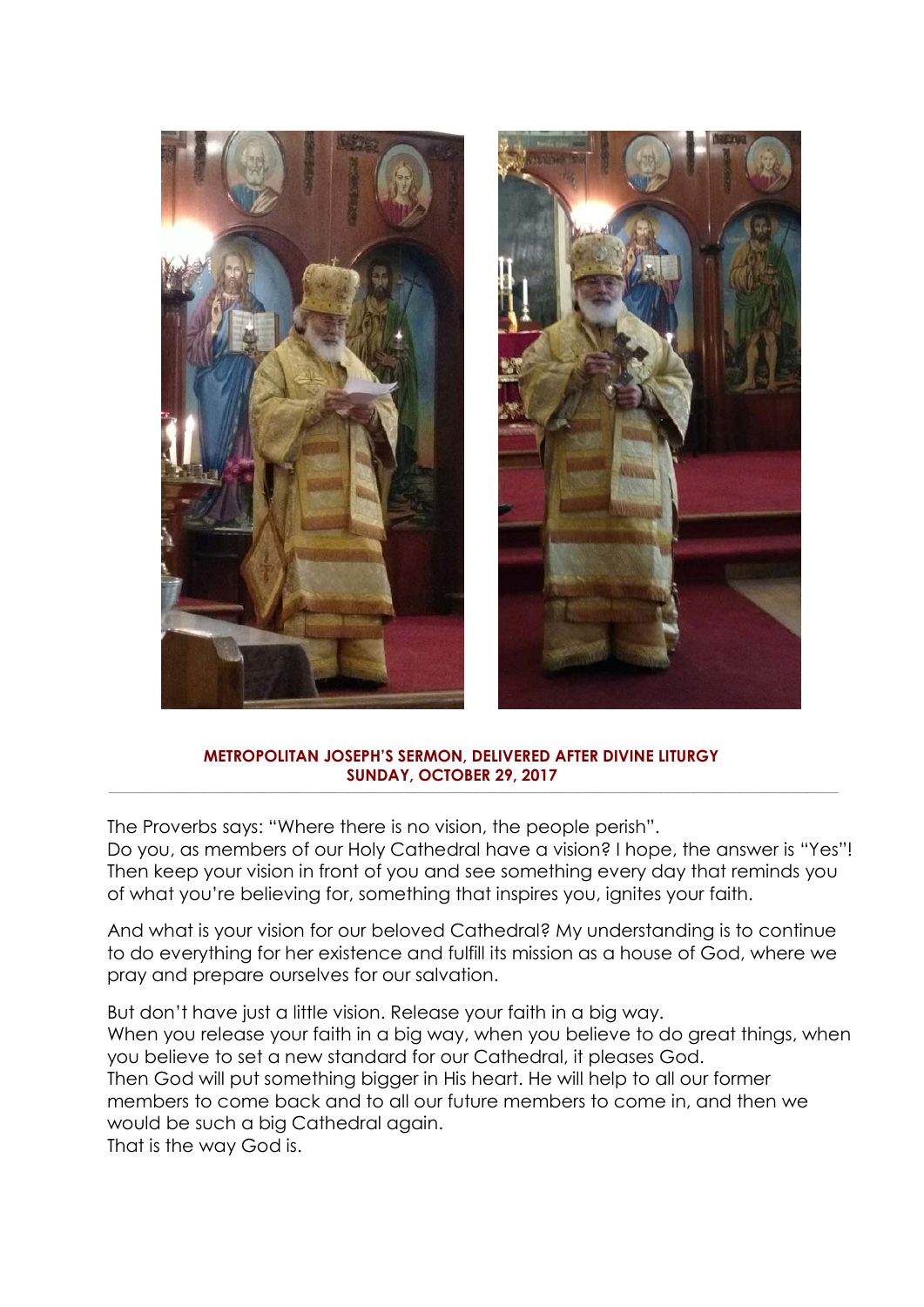**METROPOLITAN JOSEPH'S SERMON, DELIVERED AFTER DIVINE LITURGY**
**SUNDAY, OCTOBER 29, 2017**

The Proverbs says: "Where there is no vision, the people perish".
Do you, as members of our Holy Cathedral have a vision? I hope, the answer is "Yes"! Then keep your vision in front of you and see something every day that reminds you of what you're believing for, something that inspires you, ignites your faith.

And what is your vision for our beloved Cathedral? My understanding is to continue to do everything for her existence and fulfill its mission as a house of God, where we pray and prepare ourselves for our salvation.

But don't have just a little vision. Release your faith in a big way.
When you release your faith in a big way, when you believe to do great things, when you believe to set a new standard for our Cathedral, it pleases God.
Then God will put something bigger in His heart. He will help to all our former members to come back and to all our future members to come in, and then we would be such a big Cathedral again.
That is the way God is.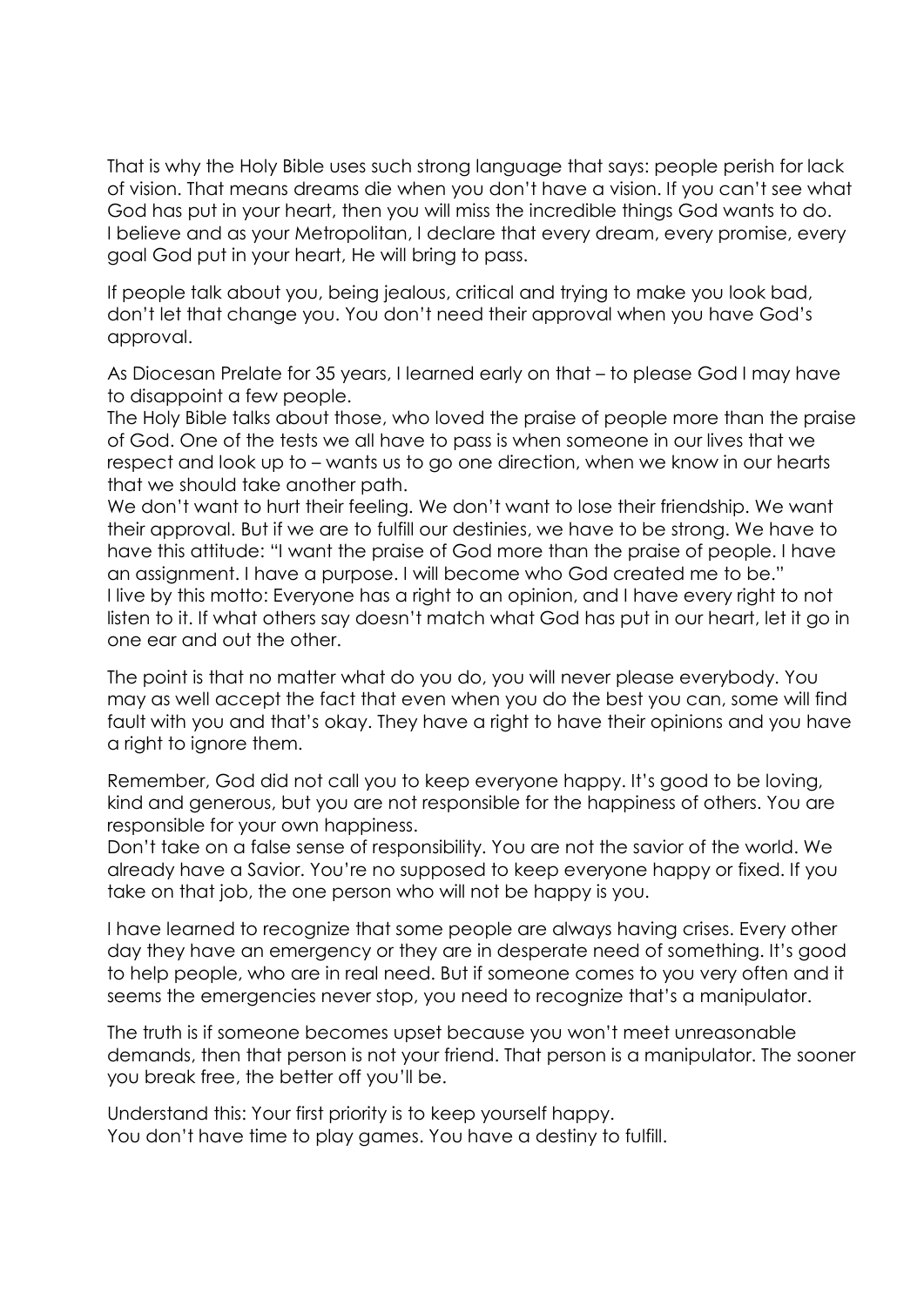That is why the Holy Bible uses such strong language that says: people perish for lack of vision. That means dreams die when you don't have a vision. If you can't see what God has put in your heart, then you will miss the incredible things God wants to do. I believe and as your Metropolitan, I declare that every dream, every promise, every goal God put in your heart, He will bring to pass.

If people talk about you, being jealous, critical and trying to make you look bad, don't let that change you. You don't need their approval when you have God's approval.

As Diocesan Prelate for 35 years, I learned early on that – to please God I may have to disappoint a few people.
The Holy Bible talks about those, who loved the praise of people more than the praise of God. One of the tests we all have to pass is when someone in our lives that we respect and look up to – wants us to go one direction, when we know in our hearts that we should take another path.
We don't want to hurt their feeling. We don't want to lose their friendship. We want their approval. But if we are to fulfill our destinies, we have to be strong. We have to have this attitude: "I want the praise of God more than the praise of people. I have an assignment. I have a purpose. I will become who God created me to be."
I live by this motto: Everyone has a right to an opinion, and I have every right to not listen to it. If what others say doesn't match what God has put in our heart, let it go in one ear and out the other.

The point is that no matter what do you do, you will never please everybody. You may as well accept the fact that even when you do the best you can, some will find fault with you and that's okay. They have a right to have their opinions and you have a right to ignore them.

Remember, God did not call you to keep everyone happy. It's good to be loving, kind and generous, but you are not responsible for the happiness of others. You are responsible for your own happiness.
Don't take on a false sense of responsibility. You are not the savior of the world. We already have a Savior. You're no supposed to keep everyone happy or fixed. If you take on that job, the one person who will not be happy is you.

I have learned to recognize that some people are always having crises. Every other day they have an emergency or they are in desperate need of something. It's good to help people, who are in real need. But if someone comes to you very often and it seems the emergencies never stop, you need to recognize that's a manipulator.

The truth is if someone becomes upset because you won't meet unreasonable demands, then that person is not your friend. That person is a manipulator. The sooner you break free, the better off you'll be.

Understand this: Your first priority is to keep yourself happy.
You don't have time to play games. You have a destiny to fulfill.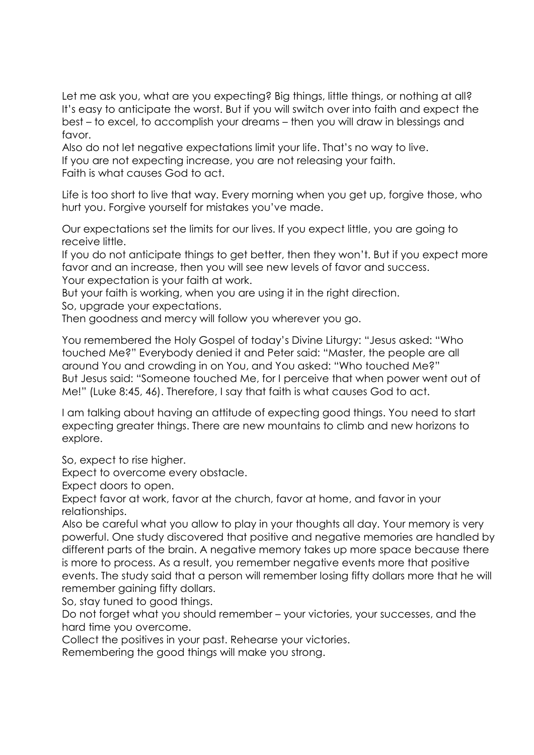Let me ask you, what are you expecting? Big things, little things, or nothing at all? It's easy to anticipate the worst. But if you will switch over into faith and expect the best – to excel, to accomplish your dreams – then you will draw in blessings and favor.
Also do not let negative expectations limit your life. That's no way to live.
If you are not expecting increase, you are not releasing your faith.
Faith is what causes God to act.

Life is too short to live that way. Every morning when you get up, forgive those, who hurt you. Forgive yourself for mistakes you've made.

Our expectations set the limits for our lives. If you expect little, you are going to receive little.
If you do not anticipate things to get better, then they won't. But if you expect more favor and an increase, then you will see new levels of favor and success.
Your expectation is your faith at work.
But your faith is working, when you are using it in the right direction.
So, upgrade your expectations.
Then goodness and mercy will follow you wherever you go.

You remembered the Holy Gospel of today's Divine Liturgy: "Jesus asked: "Who touched Me?" Everybody denied it and Peter said: "Master, the people are all around You and crowding in on You, and You asked: "Who touched Me?"
But Jesus said: "Someone touched Me, for I perceive that when power went out of Me!" (Luke 8:45, 46). Therefore, I say that faith is what causes God to act.

I am talking about having an attitude of expecting good things. You need to start expecting greater things. There are new mountains to climb and new horizons to explore.

So, expect to rise higher.
Expect to overcome every obstacle.
Expect doors to open.
Expect favor at work, favor at the church, favor at home, and favor in your relationships.
Also be careful what you allow to play in your thoughts all day. Your memory is very powerful. One study discovered that positive and negative memories are handled by different parts of the brain. A negative memory takes up more space because there is more to process. As a result, you remember negative events more that positive events. The study said that a person will remember losing fifty dollars more that he will remember gaining fifty dollars.
So, stay tuned to good things.
Do not forget what you should remember – your victories, your successes, and the hard time you overcome.
Collect the positives in your past. Rehearse your victories.
Remembering the good things will make you strong.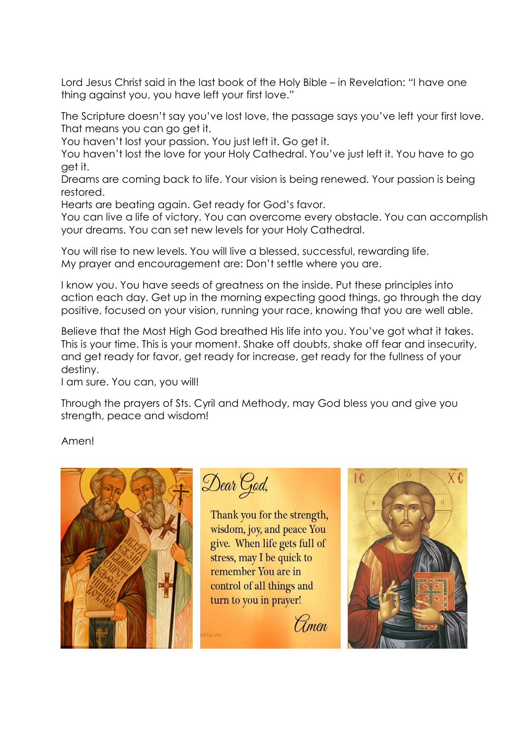Lord Jesus Christ said in the last book of the Holy Bible – in Revelation: "I have one thing against you, you have left your first love."

The Scripture doesn't say you've lost love, the passage says you've left your first love. That means you can go get it.
You haven't lost your passion. You just left it. Go get it.
You haven't lost the love for your Holy Cathedral. You've just left it. You have to go get it.
Dreams are coming back to life. Your vision is being renewed. Your passion is being restored.
Hearts are beating again. Get ready for God's favor.
You can live a life of victory. You can overcome every obstacle. You can accomplish your dreams. You can set new levels for your Holy Cathedral.

You will rise to new levels. You will live a blessed, successful, rewarding life.
My prayer and encouragement are: Don't settle where you are.

I know you. You have seeds of greatness on the inside. Put these principles into action each day. Get up in the morning expecting good things, go through the day positive, focused on your vision, running your race, knowing that you are well able.

Believe that the Most High God breathed His life into you. You've got what it takes. This is your time. This is your moment. Shake off doubts, shake off fear and insecurity, and get ready for favor, get ready for increase, get ready for the fullness of your destiny.
I am sure. You can, you will!

Through the prayers of Sts. Cyril and Methody, may God bless you and give you strength, peace and wisdom!

Amen!